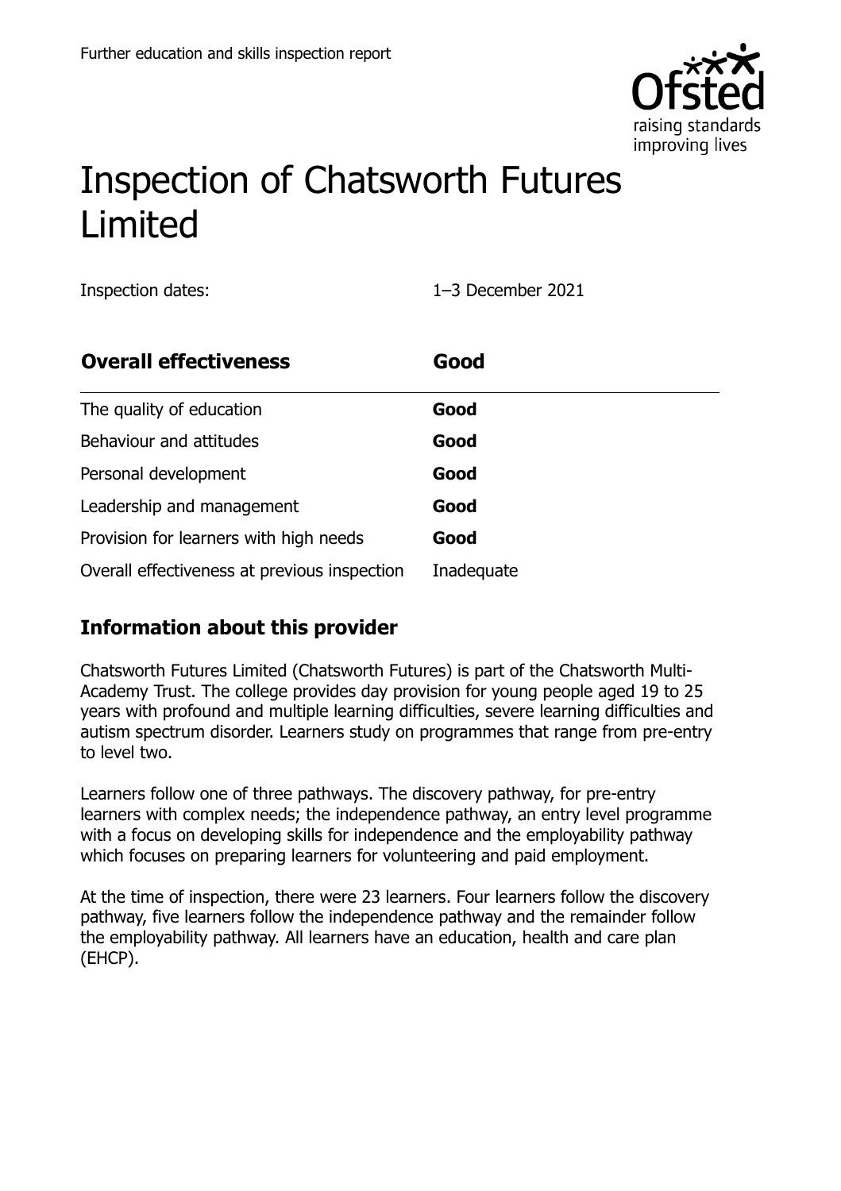# Inspection of Chatsworth Futures Limited

Inspection dates: 1–3 December 2021

| **Overall effectiveness** | **Good** |
|---|---|
| The quality of education | **Good** |
| Behaviour and attitudes | **Good** |
| Personal development | **Good** |
| Leadership and management | **Good** |
| Provision for learners with high needs | **Good** |
| Overall effectiveness at previous inspection | Inadequate |

## Information about this provider

Chatsworth Futures Limited (Chatsworth Futures) is part of the Chatsworth Multi-Academy Trust. The college provides day provision for young people aged 19 to 25 years with profound and multiple learning difficulties, severe learning difficulties and autism spectrum disorder. Learners study on programmes that range from pre-entry to level two.

Learners follow one of three pathways. The discovery pathway, for pre-entry learners with complex needs; the independence pathway, an entry level programme with a focus on developing skills for independence and the employability pathway which focuses on preparing learners for volunteering and paid employment.

At the time of inspection, there were 23 learners. Four learners follow the discovery pathway, five learners follow the independence pathway and the remainder follow the employability pathway. All learners have an education, health and care plan (EHCP).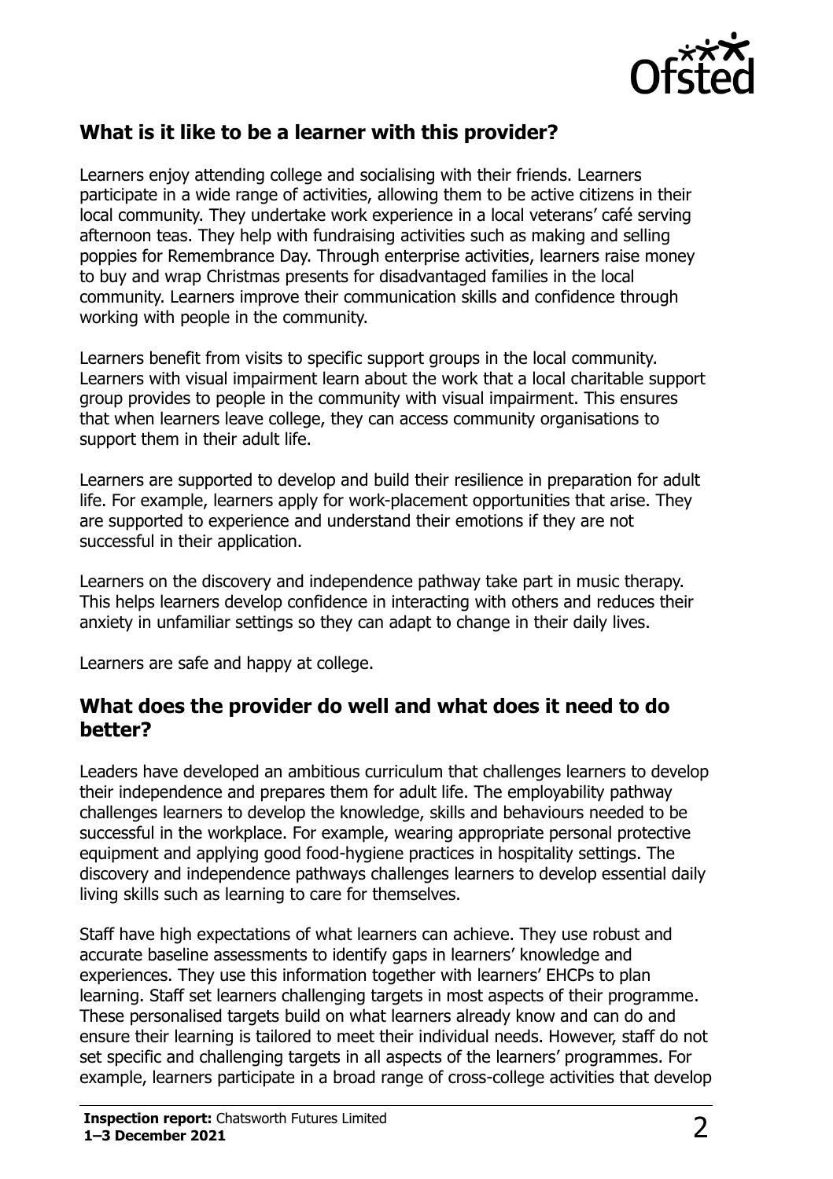## What is it like to be a learner with this provider?

Learners enjoy attending college and socialising with their friends. Learners participate in a wide range of activities, allowing them to be active citizens in their local community. They undertake work experience in a local veterans' café serving afternoon teas. They help with fundraising activities such as making and selling poppies for Remembrance Day. Through enterprise activities, learners raise money to buy and wrap Christmas presents for disadvantaged families in the local community. Learners improve their communication skills and confidence through working with people in the community.

Learners benefit from visits to specific support groups in the local community. Learners with visual impairment learn about the work that a local charitable support group provides to people in the community with visual impairment. This ensures that when learners leave college, they can access community organisations to support them in their adult life.

Learners are supported to develop and build their resilience in preparation for adult life. For example, learners apply for work-placement opportunities that arise. They are supported to experience and understand their emotions if they are not successful in their application.

Learners on the discovery and independence pathway take part in music therapy. This helps learners develop confidence in interacting with others and reduces their anxiety in unfamiliar settings so they can adapt to change in their daily lives.

Learners are safe and happy at college.

## What does the provider do well and what does it need to do better?

Leaders have developed an ambitious curriculum that challenges learners to develop their independence and prepares them for adult life. The employability pathway challenges learners to develop the knowledge, skills and behaviours needed to be successful in the workplace. For example, wearing appropriate personal protective equipment and applying good food-hygiene practices in hospitality settings. The discovery and independence pathways challenges learners to develop essential daily living skills such as learning to care for themselves.

Staff have high expectations of what learners can achieve. They use robust and accurate baseline assessments to identify gaps in learners' knowledge and experiences. They use this information together with learners' EHCPs to plan learning. Staff set learners challenging targets in most aspects of their programme. These personalised targets build on what learners already know and can do and ensure their learning is tailored to meet their individual needs. However, staff do not set specific and challenging targets in all aspects of the learners' programmes. For example, learners participate in a broad range of cross-college activities that develop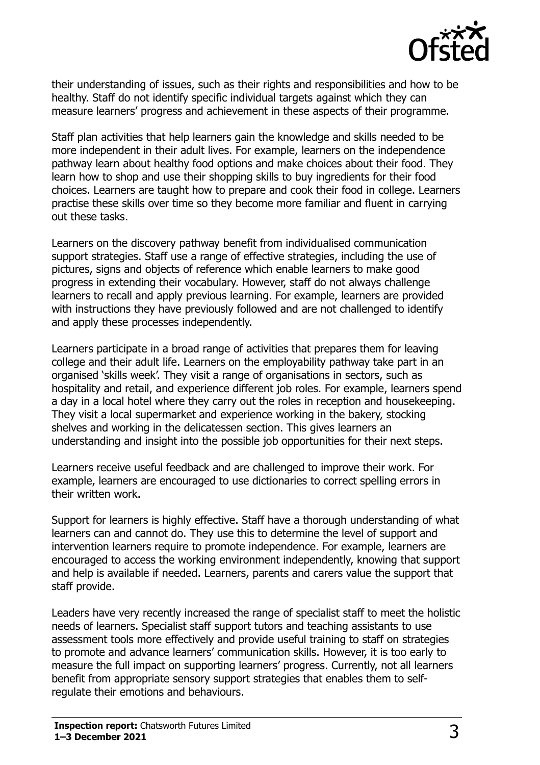their understanding of issues, such as their rights and responsibilities and how to be healthy. Staff do not identify specific individual targets against which they can measure learners' progress and achievement in these aspects of their programme.

Staff plan activities that help learners gain the knowledge and skills needed to be more independent in their adult lives. For example, learners on the independence pathway learn about healthy food options and make choices about their food. They learn how to shop and use their shopping skills to buy ingredients for their food choices. Learners are taught how to prepare and cook their food in college. Learners practise these skills over time so they become more familiar and fluent in carrying out these tasks.

Learners on the discovery pathway benefit from individualised communication support strategies. Staff use a range of effective strategies, including the use of pictures, signs and objects of reference which enable learners to make good progress in extending their vocabulary. However, staff do not always challenge learners to recall and apply previous learning. For example, learners are provided with instructions they have previously followed and are not challenged to identify and apply these processes independently.

Learners participate in a broad range of activities that prepares them for leaving college and their adult life. Learners on the employability pathway take part in an organised 'skills week'. They visit a range of organisations in sectors, such as hospitality and retail, and experience different job roles. For example, learners spend a day in a local hotel where they carry out the roles in reception and housekeeping. They visit a local supermarket and experience working in the bakery, stocking shelves and working in the delicatessen section. This gives learners an understanding and insight into the possible job opportunities for their next steps.

Learners receive useful feedback and are challenged to improve their work. For example, learners are encouraged to use dictionaries to correct spelling errors in their written work.

Support for learners is highly effective. Staff have a thorough understanding of what learners can and cannot do. They use this to determine the level of support and intervention learners require to promote independence. For example, learners are encouraged to access the working environment independently, knowing that support and help is available if needed. Learners, parents and carers value the support that staff provide.

Leaders have very recently increased the range of specialist staff to meet the holistic needs of learners. Specialist staff support tutors and teaching assistants to use assessment tools more effectively and provide useful training to staff on strategies to promote and advance learners' communication skills. However, it is too early to measure the full impact on supporting learners' progress. Currently, not all learners benefit from appropriate sensory support strategies that enables them to self-regulate their emotions and behaviours.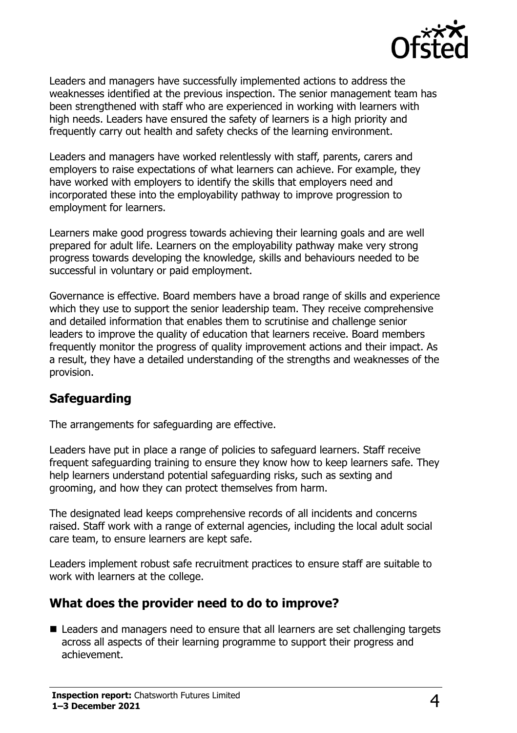Leaders and managers have successfully implemented actions to address the weaknesses identified at the previous inspection. The senior management team has been strengthened with staff who are experienced in working with learners with high needs. Leaders have ensured the safety of learners is a high priority and frequently carry out health and safety checks of the learning environment.

Leaders and managers have worked relentlessly with staff, parents, carers and employers to raise expectations of what learners can achieve. For example, they have worked with employers to identify the skills that employers need and incorporated these into the employability pathway to improve progression to employment for learners.

Learners make good progress towards achieving their learning goals and are well prepared for adult life. Learners on the employability pathway make very strong progress towards developing the knowledge, skills and behaviours needed to be successful in voluntary or paid employment.

Governance is effective. Board members have a broad range of skills and experience which they use to support the senior leadership team. They receive comprehensive and detailed information that enables them to scrutinise and challenge senior leaders to improve the quality of education that learners receive. Board members frequently monitor the progress of quality improvement actions and their impact. As a result, they have a detailed understanding of the strengths and weaknesses of the provision.

## Safeguarding

The arrangements for safeguarding are effective.

Leaders have put in place a range of policies to safeguard learners. Staff receive frequent safeguarding training to ensure they know how to keep learners safe. They help learners understand potential safeguarding risks, such as sexting and grooming, and how they can protect themselves from harm.

The designated lead keeps comprehensive records of all incidents and concerns raised. Staff work with a range of external agencies, including the local adult social care team, to ensure learners are kept safe.

Leaders implement robust safe recruitment practices to ensure staff are suitable to work with learners at the college.

## What does the provider need to do to improve?

- Leaders and managers need to ensure that all learners are set challenging targets across all aspects of their learning programme to support their progress and achievement.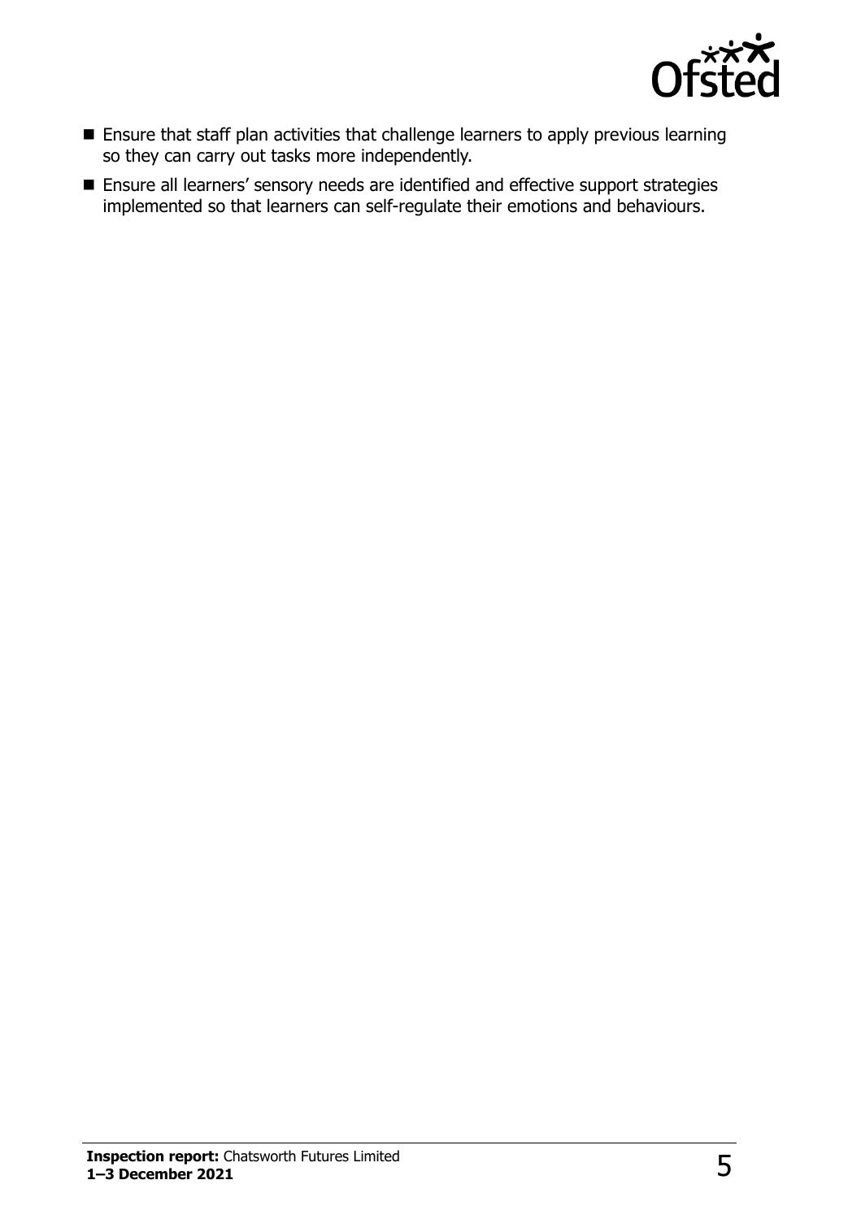- Ensure that staff plan activities that challenge learners to apply previous learning so they can carry out tasks more independently.
- Ensure all learners' sensory needs are identified and effective support strategies implemented so that learners can self-regulate their emotions and behaviours.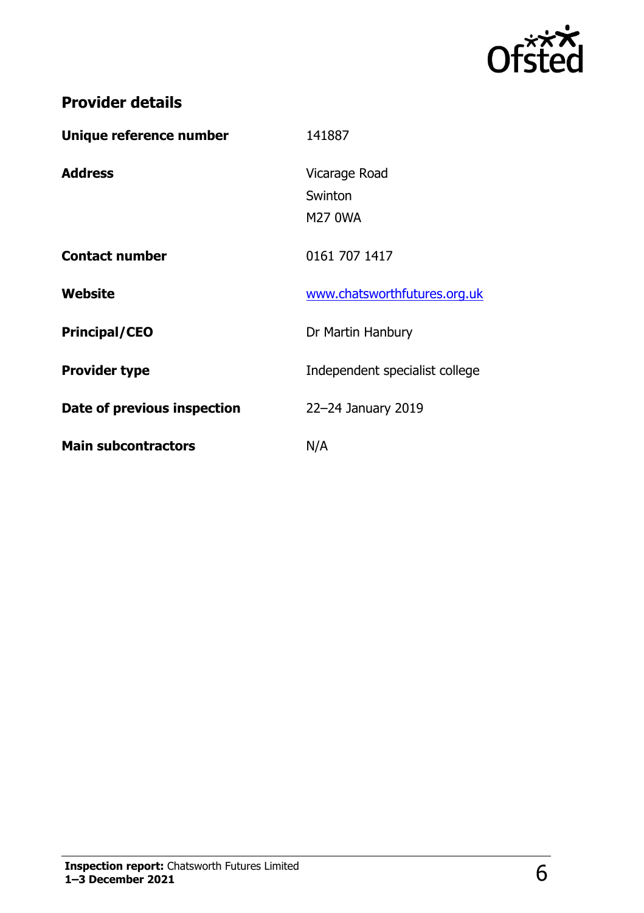## Provider details

| | |
|---|---|
| **Unique reference number** | 141887 |
| **Address** | Vicarage Road<br>Swinton<br>M27 0WA |
| **Contact number** | 0161 707 1417 |
| **Website** | www.chatsworthfutures.org.uk |
| **Principal/CEO** | Dr Martin Hanbury |
| **Provider type** | Independent specialist college |
| **Date of previous inspection** | 22–24 January 2019 |
| **Main subcontractors** | N/A |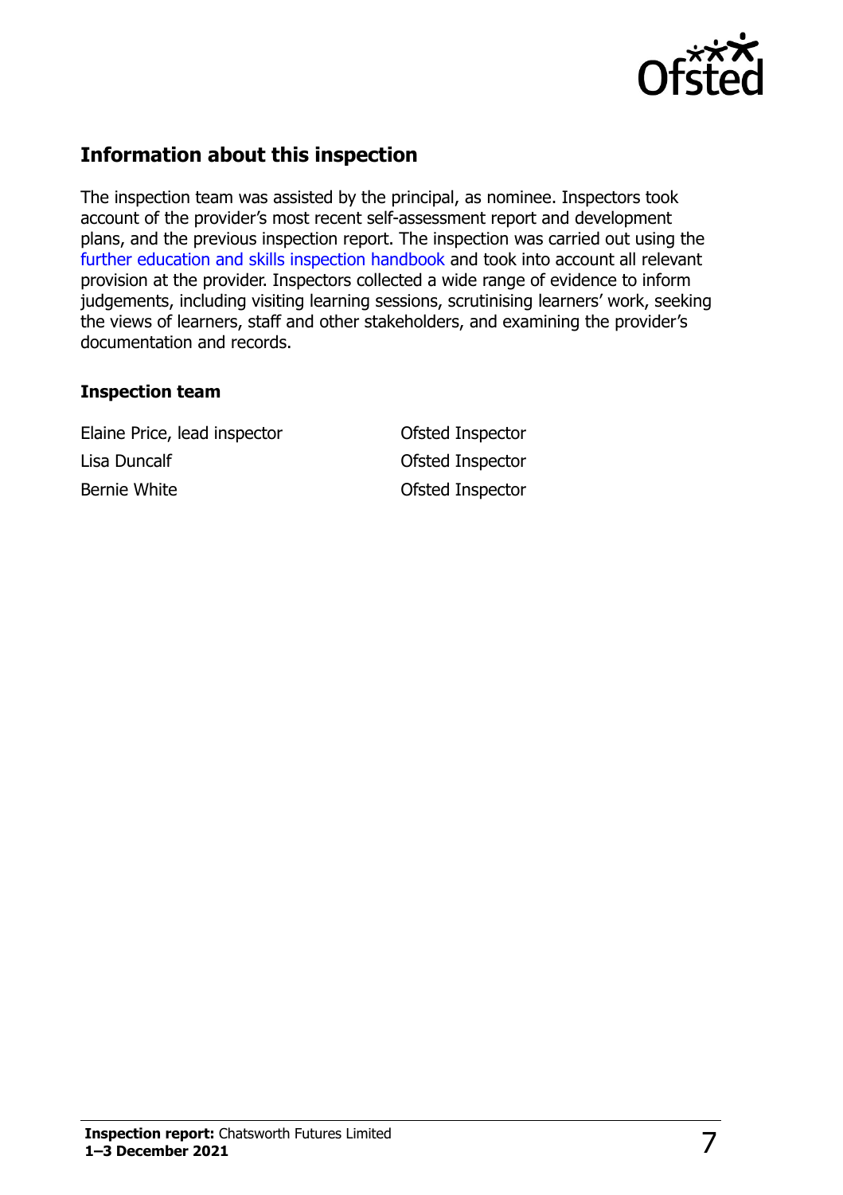## Information about this inspection

The inspection team was assisted by the principal, as nominee. Inspectors took account of the provider's most recent self-assessment report and development plans, and the previous inspection report. The inspection was carried out using the further education and skills inspection handbook and took into account all relevant provision at the provider. Inspectors collected a wide range of evidence to inform judgements, including visiting learning sessions, scrutinising learners' work, seeking the views of learners, staff and other stakeholders, and examining the provider's documentation and records.

### Inspection team

| | |
|---|---|
| Elaine Price, lead inspector | Ofsted Inspector |
| Lisa Duncalf | Ofsted Inspector |
| Bernie White | Ofsted Inspector |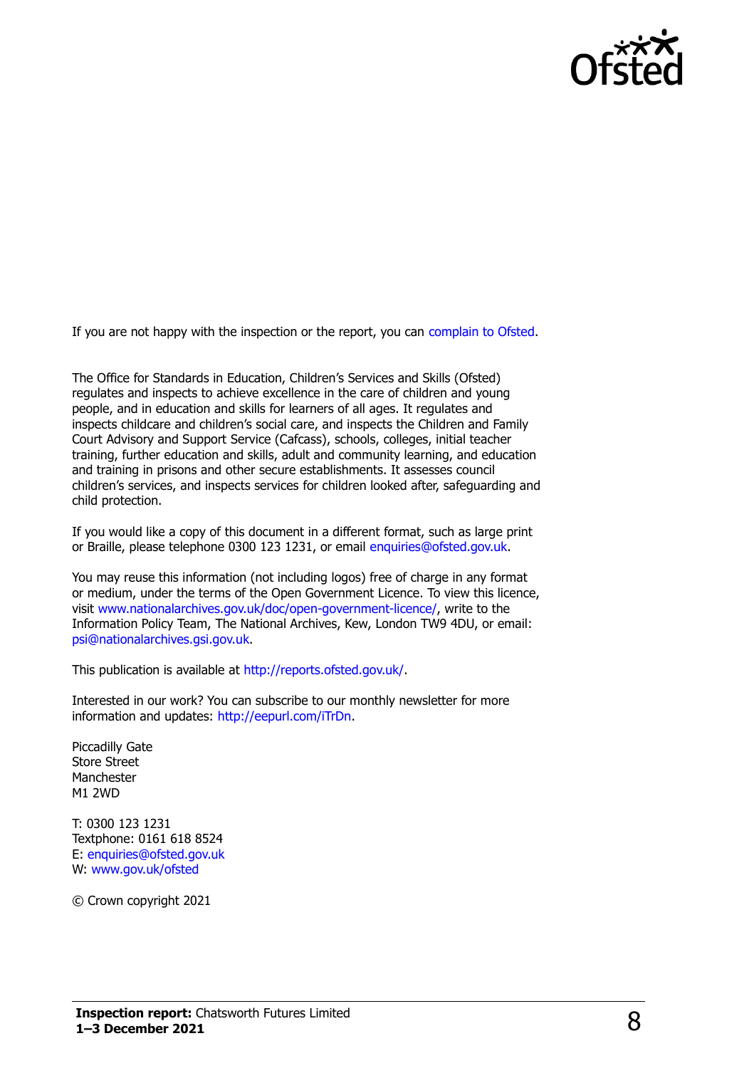If you are not happy with the inspection or the report, you can complain to Ofsted.

The Office for Standards in Education, Children's Services and Skills (Ofsted) regulates and inspects to achieve excellence in the care of children and young people, and in education and skills for learners of all ages. It regulates and inspects childcare and children's social care, and inspects the Children and Family Court Advisory and Support Service (Cafcass), schools, colleges, initial teacher training, further education and skills, adult and community learning, and education and training in prisons and other secure establishments. It assesses council children's services, and inspects services for children looked after, safeguarding and child protection.

If you would like a copy of this document in a different format, such as large print or Braille, please telephone 0300 123 1231, or email enquiries@ofsted.gov.uk.

You may reuse this information (not including logos) free of charge in any format or medium, under the terms of the Open Government Licence. To view this licence, visit www.nationalarchives.gov.uk/doc/open-government-licence/, write to the Information Policy Team, The National Archives, Kew, London TW9 4DU, or email: psi@nationalarchives.gsi.gov.uk.

This publication is available at http://reports.ofsted.gov.uk/.

Interested in our work? You can subscribe to our monthly newsletter for more information and updates: http://eepurl.com/iTrDn.

Piccadilly Gate
Store Street
Manchester
M1 2WD

T: 0300 123 1231
Textphone: 0161 618 8524
E: enquiries@ofsted.gov.uk
W: www.gov.uk/ofsted

© Crown copyright 2021